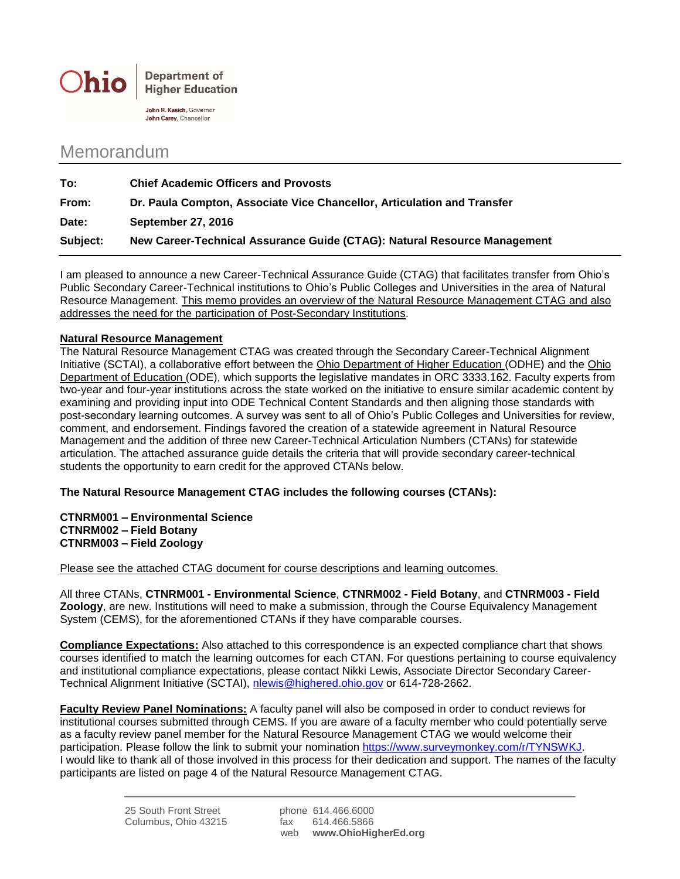Ohio | Department of Higher Education

John R. Kasich, Governor
John Carey, Chancellor

# Memorandum

| | |
|---|---|
| **To:** | **Chief Academic Officers and Provosts** |
| **From:** | **Dr. Paula Compton, Associate Vice Chancellor, Articulation and Transfer** |
| **Date:** | **September 27, 2016** |
| **Subject:** | **New Career-Technical Assurance Guide (CTAG): Natural Resource Management** |

I am pleased to announce a new Career-Technical Assurance Guide (CTAG) that facilitates transfer from Ohio's Public Secondary Career-Technical institutions to Ohio's Public Colleges and Universities in the area of Natural Resource Management. This memo provides an overview of the Natural Resource Management CTAG and also addresses the need for the participation of Post-Secondary Institutions.

**Natural Resource Management**

The Natural Resource Management CTAG was created through the Secondary Career-Technical Alignment Initiative (SCTAI), a collaborative effort between the Ohio Department of Higher Education (ODHE) and the Ohio Department of Education (ODE), which supports the legislative mandates in ORC 3333.162. Faculty experts from two-year and four-year institutions across the state worked on the initiative to ensure similar academic content by examining and providing input into ODE Technical Content Standards and then aligning those standards with post-secondary learning outcomes. A survey was sent to all of Ohio's Public Colleges and Universities for review, comment, and endorsement. Findings favored the creation of a statewide agreement in Natural Resource Management and the addition of three new Career-Technical Articulation Numbers (CTANs) for statewide articulation. The attached assurance guide details the criteria that will provide secondary career-technical students the opportunity to earn credit for the approved CTANs below.

**The Natural Resource Management CTAG includes the following courses (CTANs):**

**CTNRM001 – Environmental Science**
**CTNRM002 – Field Botany**
**CTNRM003 – Field Zoology**

Please see the attached CTAG document for course descriptions and learning outcomes.

All three CTANs, **CTNRM001 - Environmental Science**, **CTNRM002 - Field Botany**, and **CTNRM003 - Field Zoology**, are new. Institutions will need to make a submission, through the Course Equivalency Management System (CEMS), for the aforementioned CTANs if they have comparable courses.

**Compliance Expectations:** Also attached to this correspondence is an expected compliance chart that shows courses identified to match the learning outcomes for each CTAN. For questions pertaining to course equivalency and institutional compliance expectations, please contact Nikki Lewis, Associate Director Secondary Career-Technical Alignment Initiative (SCTAI), nlewis@highered.ohio.gov or 614-728-2662.

**Faculty Review Panel Nominations:** A faculty panel will also be composed in order to conduct reviews for institutional courses submitted through CEMS. If you are aware of a faculty member who could potentially serve as a faculty review panel member for the Natural Resource Management CTAG we would welcome their participation. Please follow the link to submit your nomination https://www.surveymonkey.com/r/TYNSWKJ.
I would like to thank all of those involved in this process for their dedication and support. The names of the faculty participants are listed on page 4 of the Natural Resource Management CTAG.

25 South Front Street
Columbus, Ohio 43215

phone 614.466.6000
fax 614.466.5866
web **www.OhioHigherEd.org**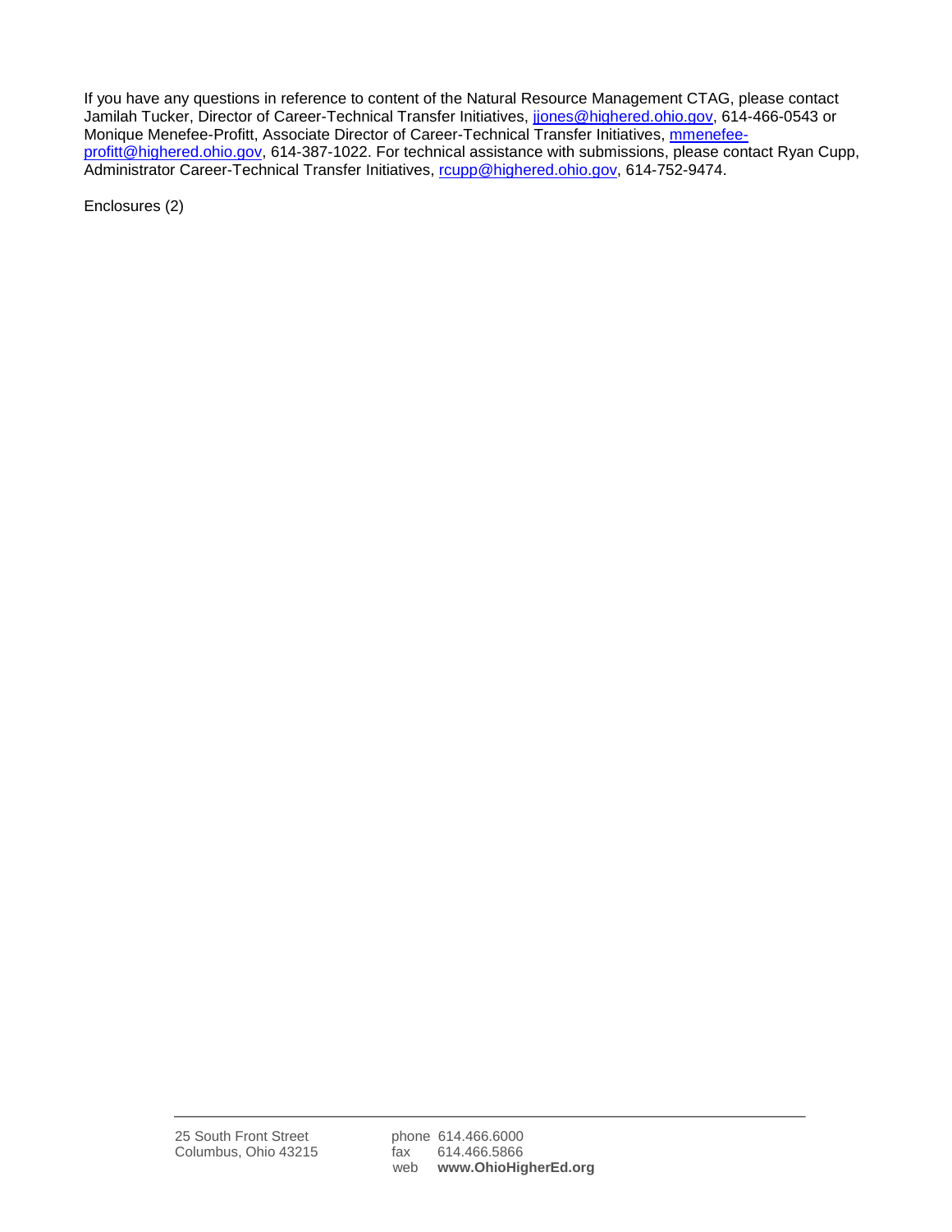If you have any questions in reference to content of the Natural Resource Management CTAG, please contact Jamilah Tucker, Director of Career-Technical Transfer Initiatives, jjones@highered.ohio.gov, 614-466-0543 or Monique Menefee-Profitt, Associate Director of Career-Technical Transfer Initiatives, mmenefee-profitt@highered.ohio.gov, 614-387-1022. For technical assistance with submissions, please contact Ryan Cupp, Administrator Career-Technical Transfer Initiatives, rcupp@highered.ohio.gov, 614-752-9474.

Enclosures (2)

25 South Front Street
Columbus, Ohio 43215

phone 614.466.6000
fax 614.466.5866
web **www.OhioHigherEd.org**